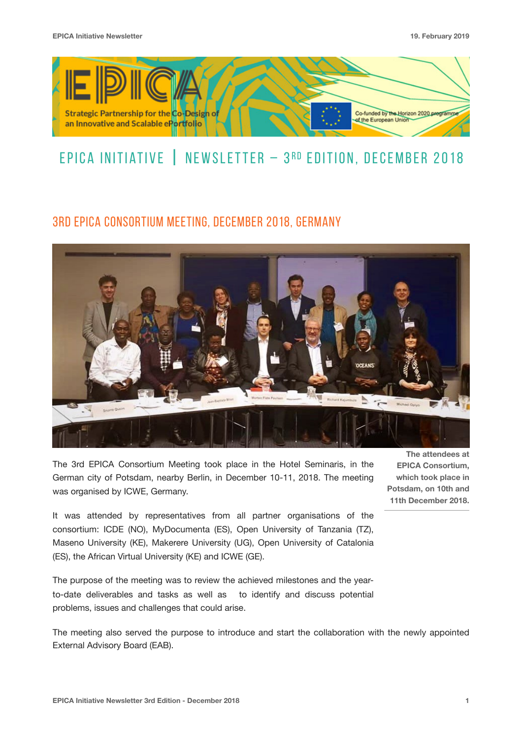# EPICA INITIATIVE | NEWSLETTER – 3RD EDITION, DECEMBER 2018

## 3RD EPICA CONSORTIUM MEETING, DECEMBER 2018, GERMANY

**The attendees at EPICA Consortium, which took place in Potsdam, on 10th and 11th December 2018.**

The 3rd EPICA Consortium Meeting took place in the Hotel Seminaris, in the German city of Potsdam, nearby Berlin, in December 10-11, 2018. The meeting was organised by ICWE, Germany.

It was attended by representatives from all partner organisations of the consortium: ICDE (NO), MyDocumenta (ES), Open University of Tanzania (TZ), Maseno University (KE), Makerere University (UG), Open University of Catalonia (ES), the African Virtual University (KE) and ICWE (GE).

The purpose of the meeting was to review the achieved milestones and the year-to-date deliverables and tasks as well as to identify and discuss potential problems, issues and challenges that could arise.

The meeting also served the purpose to introduce and start the collaboration with the newly appointed External Advisory Board (EAB).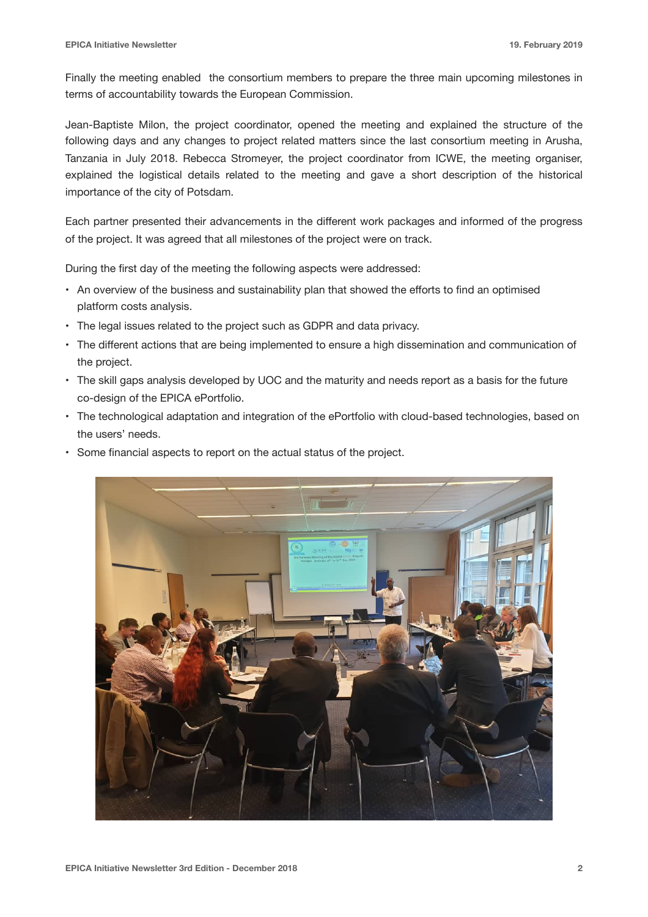Finally the meeting enabled the consortium members to prepare the three main upcoming milestones in terms of accountability towards the European Commission.

Jean-Baptiste Milon, the project coordinator, opened the meeting and explained the structure of the following days and any changes to project related matters since the last consortium meeting in Arusha, Tanzania in July 2018. Rebecca Stromeyer, the project coordinator from ICWE, the meeting organiser, explained the logistical details related to the meeting and gave a short description of the historical importance of the city of Potsdam.

Each partner presented their advancements in the different work packages and informed of the progress of the project. It was agreed that all milestones of the project were on track.

During the first day of the meeting the following aspects were addressed:

- An overview of the business and sustainability plan that showed the efforts to find an optimised platform costs analysis.
- The legal issues related to the project such as GDPR and data privacy.
- The different actions that are being implemented to ensure a high dissemination and communication of the project.
- The skill gaps analysis developed by UOC and the maturity and needs report as a basis for the future co-design of the EPICA ePortfolio.
- The technological adaptation and integration of the ePortfolio with cloud-based technologies, based on the users' needs.
- Some financial aspects to report on the actual status of the project.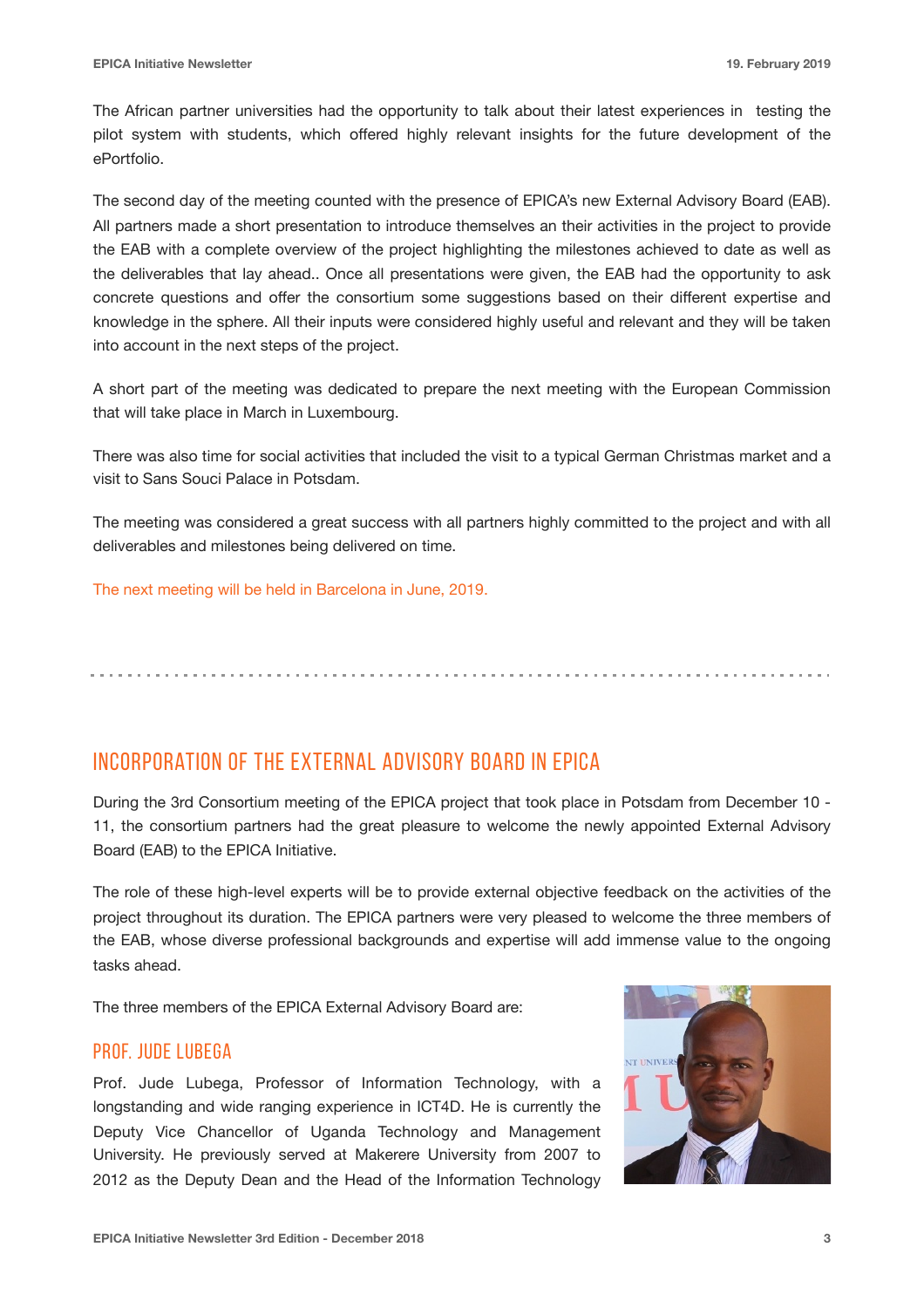The African partner universities had the opportunity to talk about their latest experiences in testing the pilot system with students, which offered highly relevant insights for the future development of the ePortfolio.

The second day of the meeting counted with the presence of EPICA's new External Advisory Board (EAB). All partners made a short presentation to introduce themselves an their activities in the project to provide the EAB with a complete overview of the project highlighting the milestones achieved to date as well as the deliverables that lay ahead.. Once all presentations were given, the EAB had the opportunity to ask concrete questions and offer the consortium some suggestions based on their different expertise and knowledge in the sphere. All their inputs were considered highly useful and relevant and they will be taken into account in the next steps of the project.

A short part of the meeting was dedicated to prepare the next meeting with the European Commission that will take place in March in Luxembourg.

There was also time for social activities that included the visit to a typical German Christmas market and a visit to Sans Souci Palace in Potsdam.

The meeting was considered a great success with all partners highly committed to the project and with all deliverables and milestones being delivered on time.

The next meeting will be held in Barcelona in June, 2019.

## INCORPORATION OF THE EXTERNAL ADVISORY BOARD IN EPICA

During the 3rd Consortium meeting of the EPICA project that took place in Potsdam from December 10 - 11, the consortium partners had the great pleasure to welcome the newly appointed External Advisory Board (EAB) to the EPICA Initiative.

The role of these high-level experts will be to provide external objective feedback on the activities of the project throughout its duration. The EPICA partners were very pleased to welcome the three members of the EAB, whose diverse professional backgrounds and expertise will add immense value to the ongoing tasks ahead.

The three members of the EPICA External Advisory Board are:

### PROF. JUDE LUBEGA

Prof. Jude Lubega, Professor of Information Technology, with a longstanding and wide ranging experience in ICT4D. He is currently the Deputy Vice Chancellor of Uganda Technology and Management University. He previously served at Makerere University from 2007 to 2012 as the Deputy Dean and the Head of the Information Technology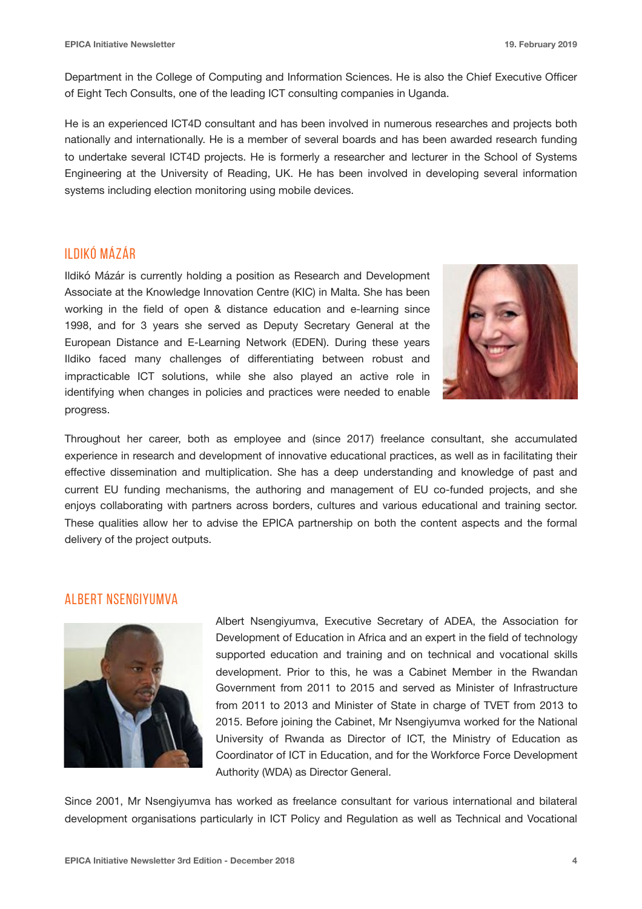Department in the College of Computing and Information Sciences. He is also the Chief Executive Officer of Eight Tech Consults, one of the leading ICT consulting companies in Uganda.

He is an experienced ICT4D consultant and has been involved in numerous researches and projects both nationally and internationally. He is a member of several boards and has been awarded research funding to undertake several ICT4D projects. He is formerly a researcher and lecturer in the School of Systems Engineering at the University of Reading, UK. He has been involved in developing several information systems including election monitoring using mobile devices.

## ILDIKÓ MÁZÁR

Ildikó Mázár is currently holding a position as Research and Development Associate at the Knowledge Innovation Centre (KIC) in Malta. She has been working in the field of open & distance education and e-learning since 1998, and for 3 years she served as Deputy Secretary General at the European Distance and E-Learning Network (EDEN). During these years Ildiko faced many challenges of differentiating between robust and impracticable ICT solutions, while she also played an active role in identifying when changes in policies and practices were needed to enable progress.

Throughout her career, both as employee and (since 2017) freelance consultant, she accumulated experience in research and development of innovative educational practices, as well as in facilitating their effective dissemination and multiplication. She has a deep understanding and knowledge of past and current EU funding mechanisms, the authoring and management of EU co-funded projects, and she enjoys collaborating with partners across borders, cultures and various educational and training sector. These qualities allow her to advise the EPICA partnership on both the content aspects and the formal delivery of the project outputs.

## ALBERT NSENGIYUMVA

Albert Nsengiyumva, Executive Secretary of ADEA, the Association for Development of Education in Africa and an expert in the field of technology supported education and training and on technical and vocational skills development. Prior to this, he was a Cabinet Member in the Rwandan Government from 2011 to 2015 and served as Minister of Infrastructure from 2011 to 2013 and Minister of State in charge of TVET from 2013 to 2015. Before joining the Cabinet, Mr Nsengiyumva worked for the National University of Rwanda as Director of ICT, the Ministry of Education as Coordinator of ICT in Education, and for the Workforce Force Development Authority (WDA) as Director General.

Since 2001, Mr Nsengiyumva has worked as freelance consultant for various international and bilateral development organisations particularly in ICT Policy and Regulation as well as Technical and Vocational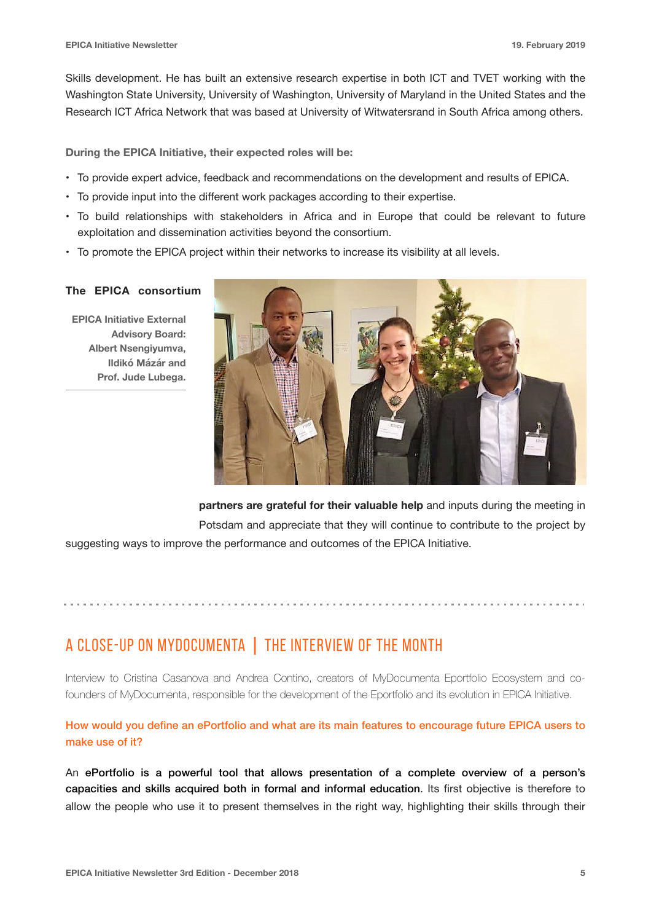Skills development. He has built an extensive research expertise in both ICT and TVET working with the Washington State University, University of Washington, University of Maryland in the United States and the Research ICT Africa Network that was based at University of Witwatersrand in South Africa among others.

**During the EPICA Initiative, their expected roles will be:**

- To provide expert advice, feedback and recommendations on the development and results of EPICA.
- To provide input into the different work packages according to their expertise.
- To build relationships with stakeholders in Africa and in Europe that could be relevant to future exploitation and dissemination activities beyond the consortium.
- To promote the EPICA project within their networks to increase its visibility at all levels.

**The EPICA consortium partners are grateful for their valuable help** and inputs during the meeting in Potsdam and appreciate that they will continue to contribute to the project by suggesting ways to improve the performance and outcomes of the EPICA Initiative.

**EPICA Initiative External Advisory Board: Albert Nsengiyumva, Ildikó Mázár and Prof. Jude Lubega.**

## A CLOSE-UP ON MYDOCUMENTA | THE INTERVIEW OF THE MONTH

Interview to Cristina Casanova and Andrea Contino, creators of MyDocumenta Eportfolio Ecosystem and co-founders of MyDocumenta, responsible for the development of the Eportfolio and its evolution in EPICA Initiative.

**How would you define an ePortfolio and what are its main features to encourage future EPICA users to make use of it?**

An **ePortfolio is a powerful tool that allows presentation of a complete overview of a person's capacities and skills acquired both in formal and informal education**. Its first objective is therefore to allow the people who use it to present themselves in the right way, highlighting their skills through their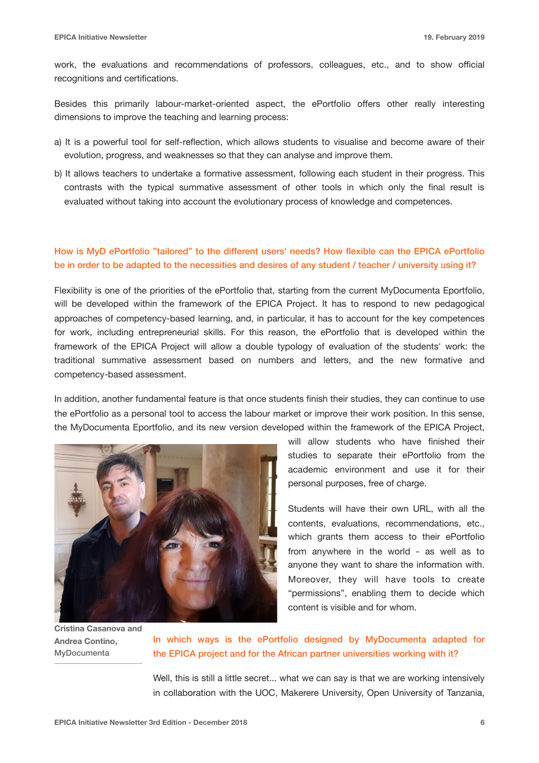work, the evaluations and recommendations of professors, colleagues, etc., and to show official recognitions and certifications.

Besides this primarily labour-market-oriented aspect, the ePortfolio offers other really interesting dimensions to improve the teaching and learning process:

a) It is a powerful tool for self-reflection, which allows students to visualise and become aware of their evolution, progress, and weaknesses so that they can analyse and improve them.

b) It allows teachers to undertake a formative assessment, following each student in their progress. This contrasts with the typical summative assessment of other tools in which only the final result is evaluated without taking into account the evolutionary process of knowledge and competences.

### How is MyD ePortfolio "tailored" to the different users' needs? How flexible can the EPICA ePortfolio be in order to be adapted to the necessities and desires of any student / teacher / university using it?

Flexibility is one of the priorities of the ePortfolio that, starting from the current MyDocumenta Eportfolio, will be developed within the framework of the EPICA Project. It has to respond to new pedagogical approaches of competency-based learning, and, in particular, it has to account for the key competences for work, including entrepreneurial skills. For this reason, the ePortfolio that is developed within the framework of the EPICA Project will allow a double typology of evaluation of the students' work: the traditional summative assessment based on numbers and letters, and the new formative and competency-based assessment.

In addition, another fundamental feature is that once students finish their studies, they can continue to use the ePortfolio as a personal tool to access the labour market or improve their work position. In this sense, the MyDocumenta Eportfolio, and its new version developed within the framework of the EPICA Project, will allow students who have finished their studies to separate their ePortfolio from the academic environment and use it for their personal purposes, free of charge.

Students will have their own URL, with all the contents, evaluations, recommendations, etc., which grants them access to their ePortfolio from anywhere in the world - as well as to anyone they want to share the information with. Moreover, they will have tools to create "permissions", enabling them to decide which content is visible and for whom.

**Cristina Casanova and Andrea Contino, MyDocumenta**

### In which ways is the ePortfolio designed by MyDocumenta adapted for the EPICA project and for the African partner universities working with it?

Well, this is still a little secret... what we can say is that we are working intensively in collaboration with the UOC, Makerere University, Open University of Tanzania,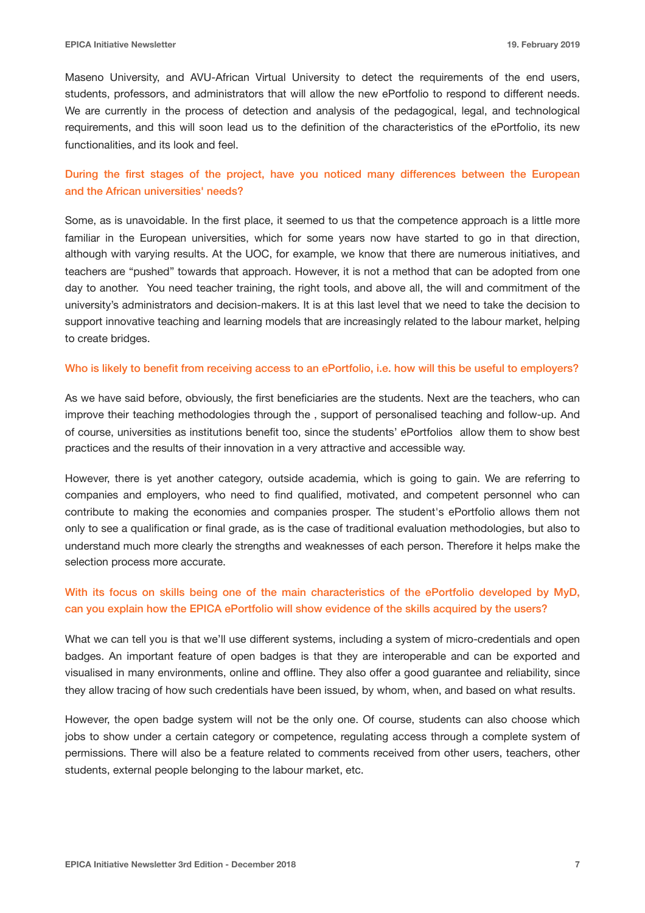Maseno University, and AVU-African Virtual University to detect the requirements of the end users, students, professors, and administrators that will allow the new ePortfolio to respond to different needs. We are currently in the process of detection and analysis of the pedagogical, legal, and technological requirements, and this will soon lead us to the definition of the characteristics of the ePortfolio, its new functionalities, and its look and feel.

**During the first stages of the project, have you noticed many differences between the European and the African universities' needs?**

Some, as is unavoidable. In the first place, it seemed to us that the competence approach is a little more familiar in the European universities, which for some years now have started to go in that direction, although with varying results. At the UOC, for example, we know that there are numerous initiatives, and teachers are "pushed" towards that approach. However, it is not a method that can be adopted from one day to another. You need teacher training, the right tools, and above all, the will and commitment of the university's administrators and decision-makers. It is at this last level that we need to take the decision to support innovative teaching and learning models that are increasingly related to the labour market, helping to create bridges.

**Who is likely to benefit from receiving access to an ePortfolio, i.e. how will this be useful to employers?**

As we have said before, obviously, the first beneficiaries are the students. Next are the teachers, who can improve their teaching methodologies through the , support of personalised teaching and follow-up. And of course, universities as institutions benefit too, since the students' ePortfolios allow them to show best practices and the results of their innovation in a very attractive and accessible way.

However, there is yet another category, outside academia, which is going to gain. We are referring to companies and employers, who need to find qualified, motivated, and competent personnel who can contribute to making the economies and companies prosper. The student's ePortfolio allows them not only to see a qualification or final grade, as is the case of traditional evaluation methodologies, but also to understand much more clearly the strengths and weaknesses of each person. Therefore it helps make the selection process more accurate.

**With its focus on skills being one of the main characteristics of the ePortfolio developed by MyD, can you explain how the EPICA ePortfolio will show evidence of the skills acquired by the users?**

What we can tell you is that we'll use different systems, including a system of micro-credentials and open badges. An important feature of open badges is that they are interoperable and can be exported and visualised in many environments, online and offline. They also offer a good guarantee and reliability, since they allow tracing of how such credentials have been issued, by whom, when, and based on what results.

However, the open badge system will not be the only one. Of course, students can also choose which jobs to show under a certain category or competence, regulating access through a complete system of permissions. There will also be a feature related to comments received from other users, teachers, other students, external people belonging to the labour market, etc.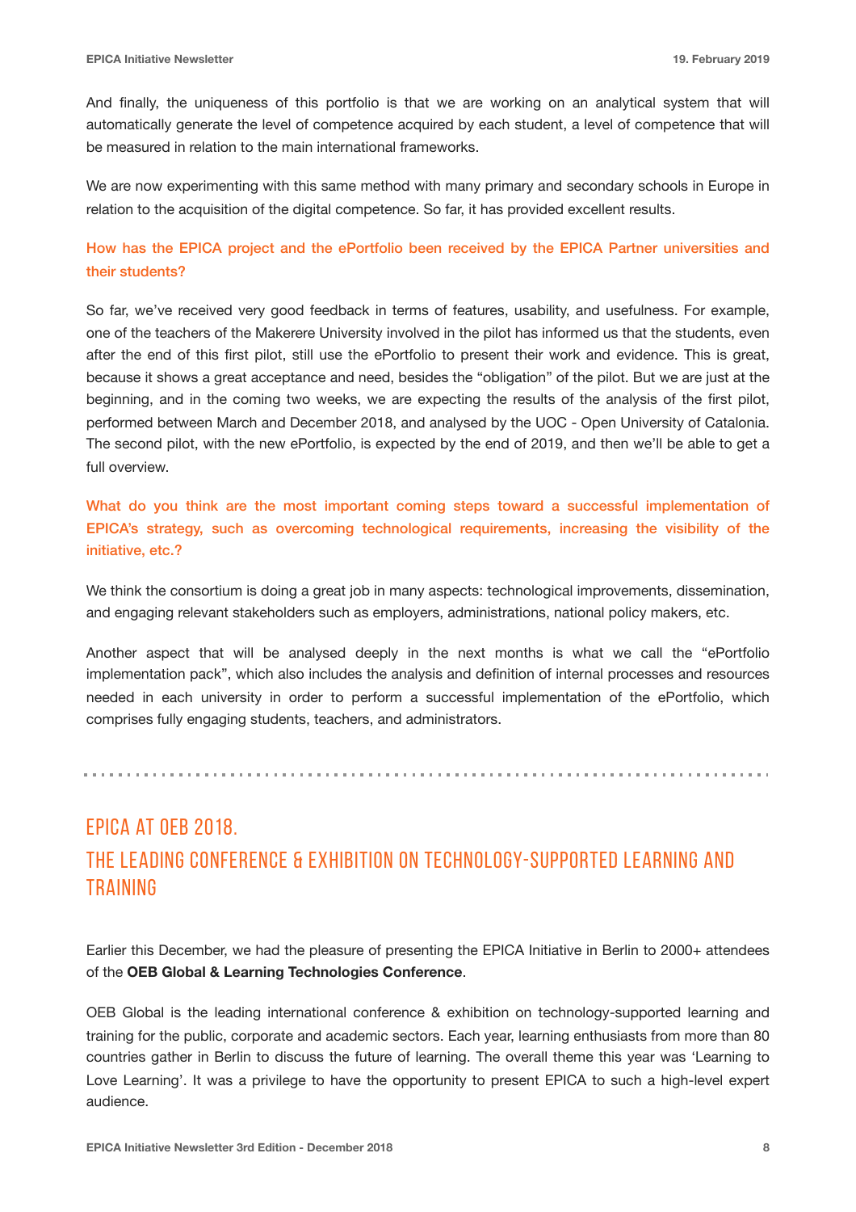And finally, the uniqueness of this portfolio is that we are working on an analytical system that will automatically generate the level of competence acquired by each student, a level of competence that will be measured in relation to the main international frameworks.

We are now experimenting with this same method with many primary and secondary schools in Europe in relation to the acquisition of the digital competence. So far, it has provided excellent results.

**How has the EPICA project and the ePortfolio been received by the EPICA Partner universities and their students?**

So far, we've received very good feedback in terms of features, usability, and usefulness. For example, one of the teachers of the Makerere University involved in the pilot has informed us that the students, even after the end of this first pilot, still use the ePortfolio to present their work and evidence. This is great, because it shows a great acceptance and need, besides the "obligation" of the pilot. But we are just at the beginning, and in the coming two weeks, we are expecting the results of the analysis of the first pilot, performed between March and December 2018, and analysed by the UOC - Open University of Catalonia. The second pilot, with the new ePortfolio, is expected by the end of 2019, and then we'll be able to get a full overview.

**What do you think are the most important coming steps toward a successful implementation of EPICA's strategy, such as overcoming technological requirements, increasing the visibility of the initiative, etc.?**

We think the consortium is doing a great job in many aspects: technological improvements, dissemination, and engaging relevant stakeholders such as employers, administrations, national policy makers, etc.

Another aspect that will be analysed deeply in the next months is what we call the "ePortfolio implementation pack", which also includes the analysis and definition of internal processes and resources needed in each university in order to perform a successful implementation of the ePortfolio, which comprises fully engaging students, teachers, and administrators.

---

## EPICA AT OEB 2018.
## THE LEADING CONFERENCE & EXHIBITION ON TECHNOLOGY-SUPPORTED LEARNING AND TRAINING

Earlier this December, we had the pleasure of presenting the EPICA Initiative in Berlin to 2000+ attendees of the **OEB Global & Learning Technologies Conference**.

OEB Global is the leading international conference & exhibition on technology-supported learning and training for the public, corporate and academic sectors. Each year, learning enthusiasts from more than 80 countries gather in Berlin to discuss the future of learning. The overall theme this year was 'Learning to Love Learning'. It was a privilege to have the opportunity to present EPICA to such a high-level expert audience.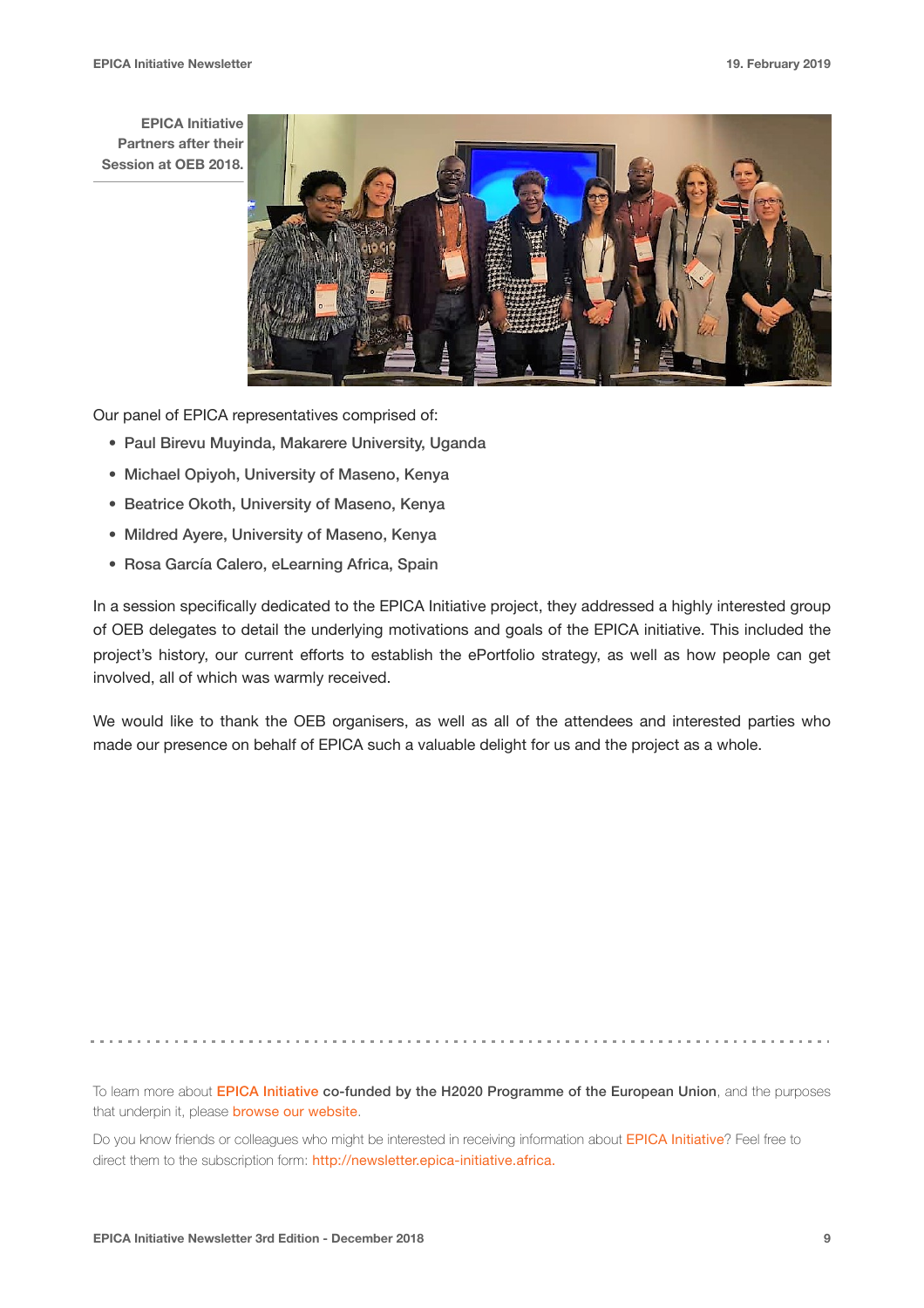**EPICA Initiative Partners after their Session at OEB 2018.**

Our panel of EPICA representatives comprised of:

- Paul Birevu Muyinda, Makarere University, Uganda
- Michael Opiyoh, University of Maseno, Kenya
- Beatrice Okoth, University of Maseno, Kenya
- Mildred Ayere, University of Maseno, Kenya
- Rosa García Calero, eLearning Africa, Spain

In a session specifically dedicated to the EPICA Initiative project, they addressed a highly interested group of OEB delegates to detail the underlying motivations and goals of the EPICA initiative. This included the project's history, our current efforts to establish the ePortfolio strategy, as well as how people can get involved, all of which was warmly received.

We would like to thank the OEB organisers, as well as all of the attendees and interested parties who made our presence on behalf of EPICA such a valuable delight for us and the project as a whole.

---

To learn more about EPICA Initiative **co-funded by the H2020 Programme of the European Union**, and the purposes that underpin it, please browse our website.

Do you know friends or colleagues who might be interested in receiving information about EPICA Initiative? Feel free to direct them to the subscription form: http://newsletter.epica-initiative.africa.